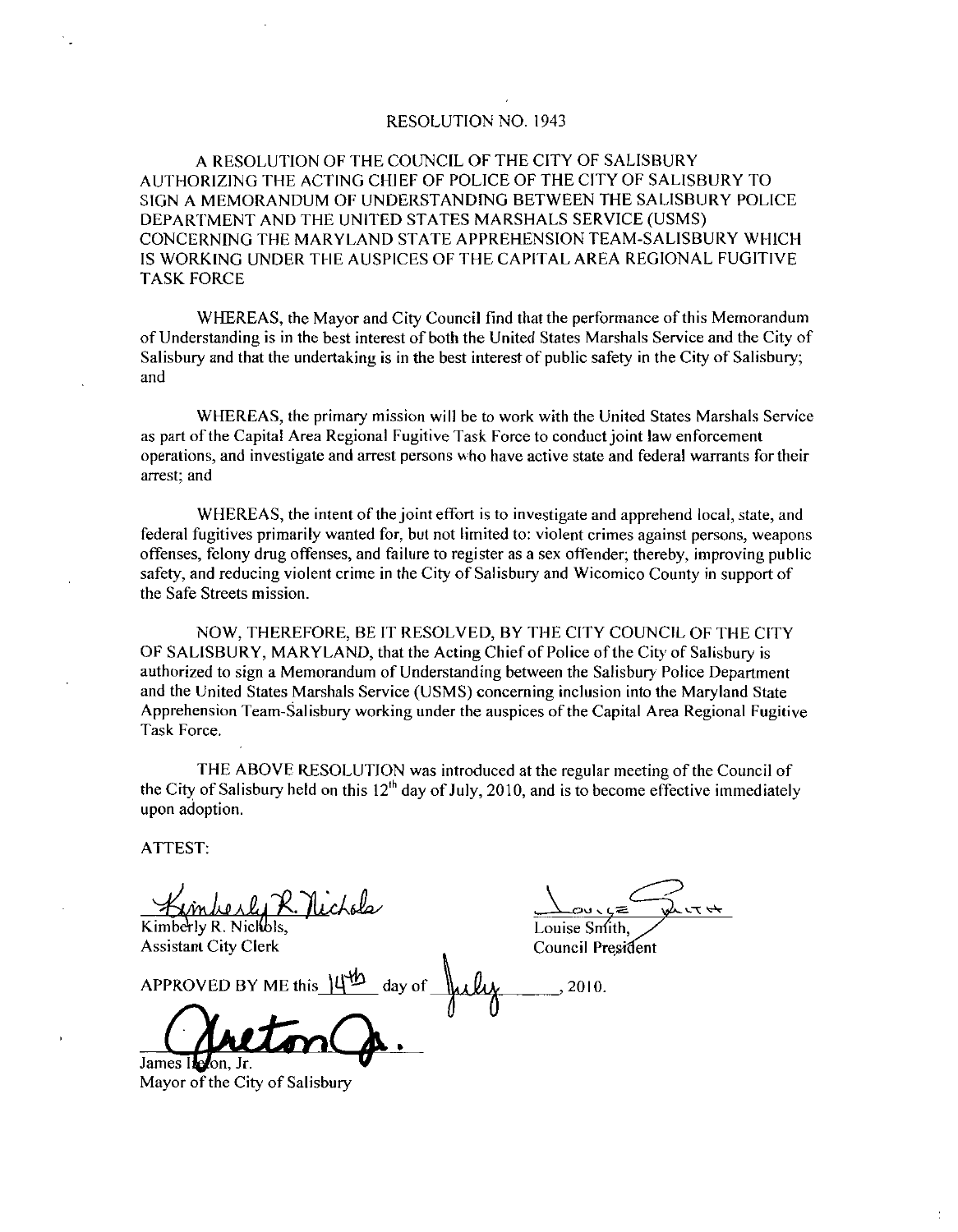# RESOLUTION NO. 1943

A RESOLUTION OF THE COUNCIL OF THE CITY OF SALISBURY AUTHORIZING THE ACTING CHIEF OF POLICE OF THE CITY OF SALISBURY TO SIGN A MEMORANDUM OF UNDERSTANDING BETWEEN THE SALISBURY POLICE DEPARTMENT AND THE UNITED STATES MARSHALS SERVICE (USMS) CONCERNING THE MARYLAND STATE APPREHENSION TEAM-SALISBURY WHICH IS WORKING UNDER THE AUSPICES OF THE CAPITAL AREA REGIONAL FUGITIVE TASK FORCE

WHEREAS, the Mayor and City Council find that the performance of this Memorandum of Understanding is in the best interest of both the United States Marshals Service and the City of Salisbury and that the undertaking is in the best interest of public safety in the City of Salisbury; and

WHEREAS, the primary mission will be to work with the United States Marshals Service as part of the Capital Area Regional Fugitive Task Force to conduct joint law enforcement operations, and investigate and arrest persons who have active state and federal warrants for their arrest; and

WHEREAS, the intent of the joint effort is to investigate and apprehend local, state, and federal fugitives primarily wanted for, but not limited to: violent crimes against persons, weapons offenses, felony drug offenses, and failure to register as a sex offender; thereby, improving public safety, and reducing violent crime in the City of Salisbury and Wicomico County in support of the Safe Streets mission.

NOW, THEREFORE, BE IT RESOLVED, BY THE CITY COUNCIL OF THE CITY OF SALISBURY, MARYLAND, that the Acting Chief of Police of the City of Salisbury is authorized to sign a Memorandum of Understanding between the Salisbury Police Department and the United States Marshals Service (USMS) concerning inclusion into the Maryland State Apprehension Team-Salisbury working under the auspices of the Capital Area Regional Fugitive Task Force.

THE ABOVE RESOLUTION was introduced at the regular meeting of the Council of the City of Salisbury held on this 12th day of July, 2010, and is to become effective immediately upon adoption.

ATTEST:

Kimberly R. Nichols
Kimberly R. Nichols,
Assistant City Clerk

Louise Smith
Louise Smith,
Council President

APPROVED BY ME this 14th day of July, 2010.

James Ireton, Jr.
Mayor of the City of Salisbury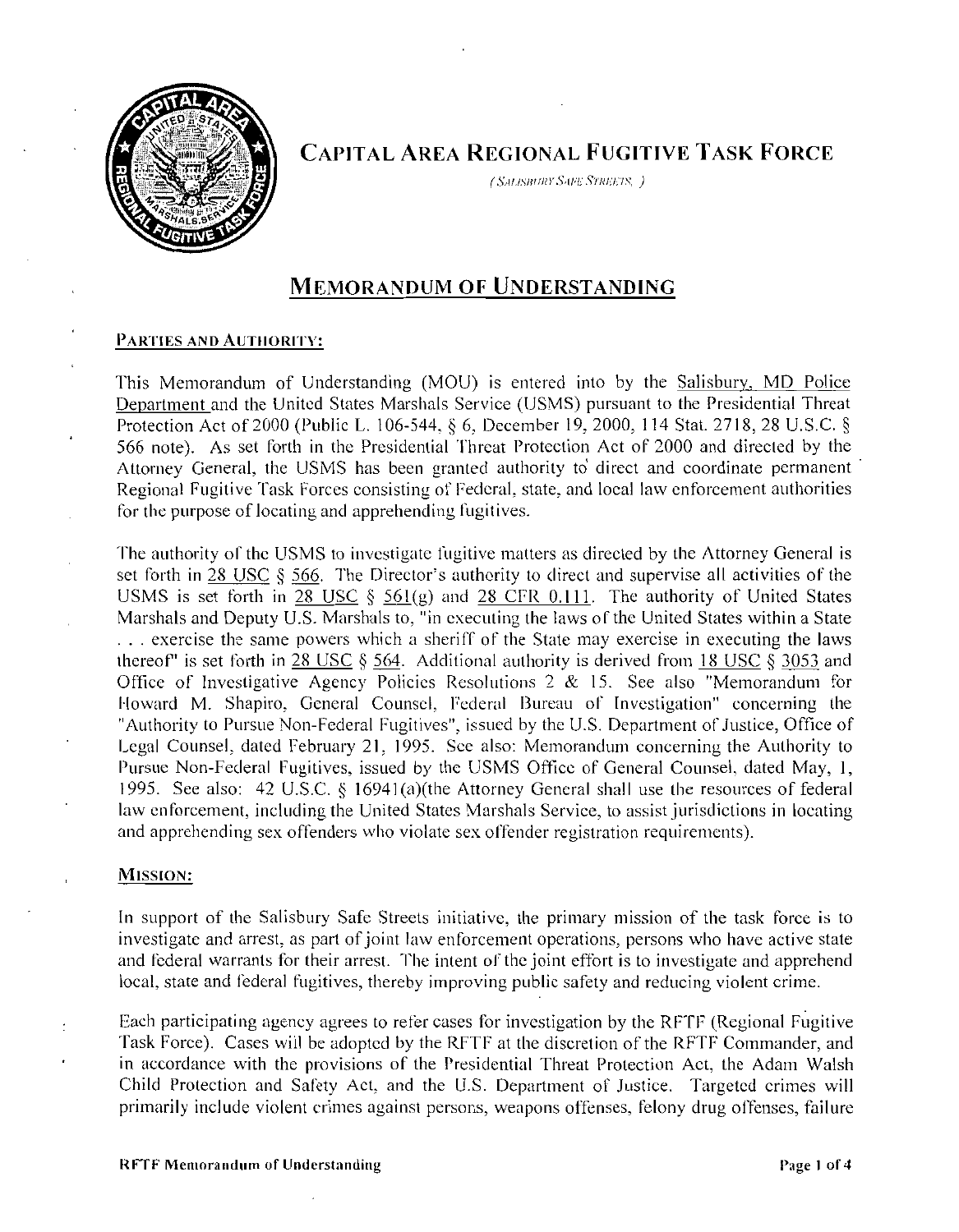# CAPITAL AREA REGIONAL FUGITIVE TASK FORCE

*( SALISBURY SAFE STREETS )*

## MEMORANDUM OF UNDERSTANDING

### PARTIES AND AUTHORITY:

This Memorandum of Understanding (MOU) is entered into by the Salisbury, MD Police Department and the United States Marshals Service (USMS) pursuant to the Presidential Threat Protection Act of 2000 (Public L. 106-544, § 6, December 19, 2000, 114 Stat. 2718, 28 U.S.C. § 566 note). As set forth in the Presidential Threat Protection Act of 2000 and directed by the Attorney General, the USMS has been granted authority to direct and coordinate permanent Regional Fugitive Task Forces consisting of Federal, state, and local law enforcement authorities for the purpose of locating and apprehending fugitives.

The authority of the USMS to investigate fugitive matters as directed by the Attorney General is set forth in 28 USC § 566. The Director's authority to direct and supervise all activities of the USMS is set forth in 28 USC § 561(g) and 28 CFR 0.111. The authority of United States Marshals and Deputy U.S. Marshals to, "in executing the laws of the United States within a State . . . exercise the same powers which a sheriff of the State may exercise in executing the laws thereof" is set forth in 28 USC § 564. Additional authority is derived from 18 USC § 3053 and Office of Investigative Agency Policies Resolutions 2 & 15. See also "Memorandum for Howard M. Shapiro, General Counsel, Federal Bureau of Investigation" concerning the "Authority to Pursue Non-Federal Fugitives", issued by the U.S. Department of Justice, Office of Legal Counsel, dated February 21, 1995. See also: Memorandum concerning the Authority to Pursue Non-Federal Fugitives, issued by the USMS Office of General Counsel, dated May, 1, 1995. See also: 42 U.S.C. § 16941(a)(the Attorney General shall use the resources of federal law enforcement, including the United States Marshals Service, to assist jurisdictions in locating and apprehending sex offenders who violate sex offender registration requirements).

### MISSION:

In support of the Salisbury Safe Streets initiative, the primary mission of the task force is to investigate and arrest, as part of joint law enforcement operations, persons who have active state and federal warrants for their arrest. The intent of the joint effort is to investigate and apprehend local, state and federal fugitives, thereby improving public safety and reducing violent crime.

Each participating agency agrees to refer cases for investigation by the RFTF (Regional Fugitive Task Force). Cases will be adopted by the RFTF at the discretion of the RFTF Commander, and in accordance with the provisions of the Presidential Threat Protection Act, the Adam Walsh Child Protection and Safety Act, and the U.S. Department of Justice. Targeted crimes will primarily include violent crimes against persons, weapons offenses, felony drug offenses, failure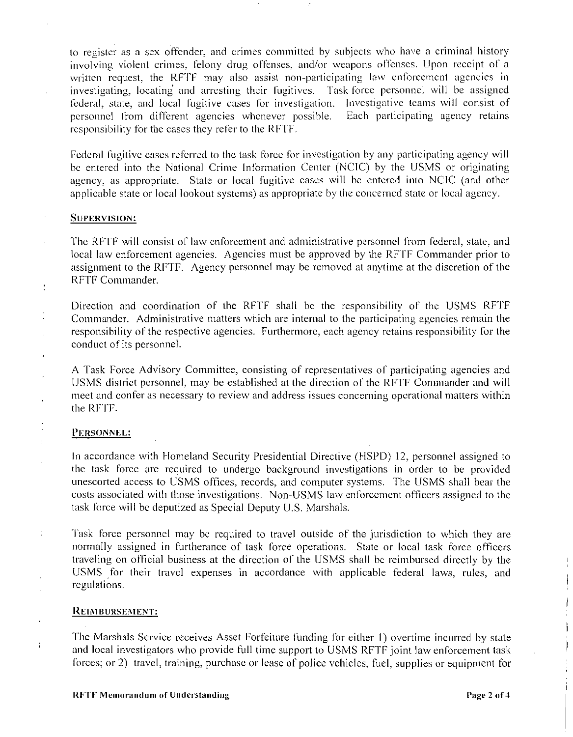to register as a sex offender, and crimes committed by subjects who have a criminal history involving violent crimes, felony drug offenses, and/or weapons offenses. Upon receipt of a written request, the RFTF may also assist non-participating law enforcement agencies in investigating, locating and arresting their fugitives. Task force personnel will be assigned federal, state, and local fugitive cases for investigation. Investigative teams will consist of personnel from different agencies whenever possible. Each participating agency retains responsibility for the cases they refer to the RFTF.

Federal fugitive cases referred to the task force for investigation by any participating agency will be entered into the National Crime Information Center (NCIC) by the USMS or originating agency, as appropriate. State or local fugitive cases will be entered into NCIC (and other applicable state or local lookout systems) as appropriate by the concerned state or local agency.

**SUPERVISION:**

The RFTF will consist of law enforcement and administrative personnel from federal, state, and local law enforcement agencies. Agencies must be approved by the RFTF Commander prior to assignment to the RFTF. Agency personnel may be removed at anytime at the discretion of the RFTF Commander.

Direction and coordination of the RFTF shall be the responsibility of the USMS RFTF Commander. Administrative matters which are internal to the participating agencies remain the responsibility of the respective agencies. Furthermore, each agency retains responsibility for the conduct of its personnel.

A Task Force Advisory Committee, consisting of representatives of participating agencies and USMS district personnel, may be established at the direction of the RFTF Commander and will meet and confer as necessary to review and address issues concerning operational matters within the RFTF.

**PERSONNEL:**

In accordance with Homeland Security Presidential Directive (HSPD) 12, personnel assigned to the task force are required to undergo background investigations in order to be provided unescorted access to USMS offices, records, and computer systems. The USMS shall bear the costs associated with those investigations. Non-USMS law enforcement officers assigned to the task force will be deputized as Special Deputy U.S. Marshals.

Task force personnel may be required to travel outside of the jurisdiction to which they are normally assigned in furtherance of task force operations. State or local task force officers traveling on official business at the direction of the USMS shall be reimbursed directly by the USMS for their travel expenses in accordance with applicable federal laws, rules, and regulations.

**REIMBURSEMENT:**

The Marshals Service receives Asset Forfeiture funding for either 1) overtime incurred by state and local investigators who provide full time support to USMS RFTF joint law enforcement task forces; or 2) travel, training, purchase or lease of police vehicles, fuel, supplies or equipment for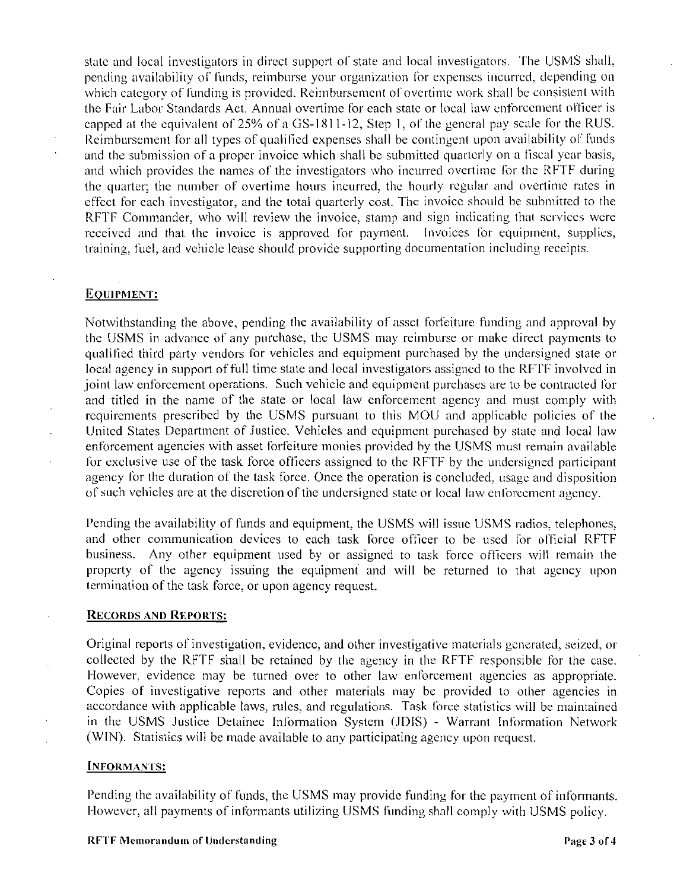state and local investigators in direct support of state and local investigators. The USMS shall, pending availability of funds, reimburse your organization for expenses incurred, depending on which category of funding is provided. Reimbursement of overtime work shall be consistent with the Fair Labor Standards Act. Annual overtime for each state or local law enforcement officer is capped at the equivalent of 25% of a GS-1811-12, Step 1, of the general pay scale for the RUS. Reimbursement for all types of qualified expenses shall be contingent upon availability of funds and the submission of a proper invoice which shall be submitted quarterly on a fiscal year basis, and which provides the names of the investigators who incurred overtime for the RFTF during the quarter; the number of overtime hours incurred, the hourly regular and overtime rates in effect for each investigator, and the total quarterly cost. The invoice should be submitted to the RFTF Commander, who will review the invoice, stamp and sign indicating that services were received and that the invoice is approved for payment. Invoices for equipment, supplies, training, fuel, and vehicle lease should provide supporting documentation including receipts.

## EQUIPMENT:

Notwithstanding the above, pending the availability of asset forfeiture funding and approval by the USMS in advance of any purchase, the USMS may reimburse or make direct payments to qualified third party vendors for vehicles and equipment purchased by the undersigned state or local agency in support of full time state and local investigators assigned to the RFTF involved in joint law enforcement operations. Such vehicle and equipment purchases are to be contracted for and titled in the name of the state or local law enforcement agency and must comply with requirements prescribed by the USMS pursuant to this MOU and applicable policies of the United States Department of Justice. Vehicles and equipment purchased by state and local law enforcement agencies with asset forfeiture monies provided by the USMS must remain available for exclusive use of the task force officers assigned to the RFTF by the undersigned participant agency for the duration of the task force. Once the operation is concluded, usage and disposition of such vehicles are at the discretion of the undersigned state or local law enforcement agency.

Pending the availability of funds and equipment, the USMS will issue USMS radios, telephones, and other communication devices to each task force officer to be used for official RFTF business. Any other equipment used by or assigned to task force officers will remain the property of the agency issuing the equipment and will be returned to that agency upon termination of the task force, or upon agency request.

## RECORDS AND REPORTS:

Original reports of investigation, evidence, and other investigative materials generated, seized, or collected by the RFTF shall be retained by the agency in the RFTF responsible for the case. However, evidence may be turned over to other law enforcement agencies as appropriate. Copies of investigative reports and other materials may be provided to other agencies in accordance with applicable laws, rules, and regulations. Task force statistics will be maintained in the USMS Justice Detainee Information System (JDIS) - Warrant Information Network (WIN). Statistics will be made available to any participating agency upon request.

## INFORMANTS:

Pending the availability of funds, the USMS may provide funding for the payment of informants. However, all payments of informants utilizing USMS funding shall comply with USMS policy.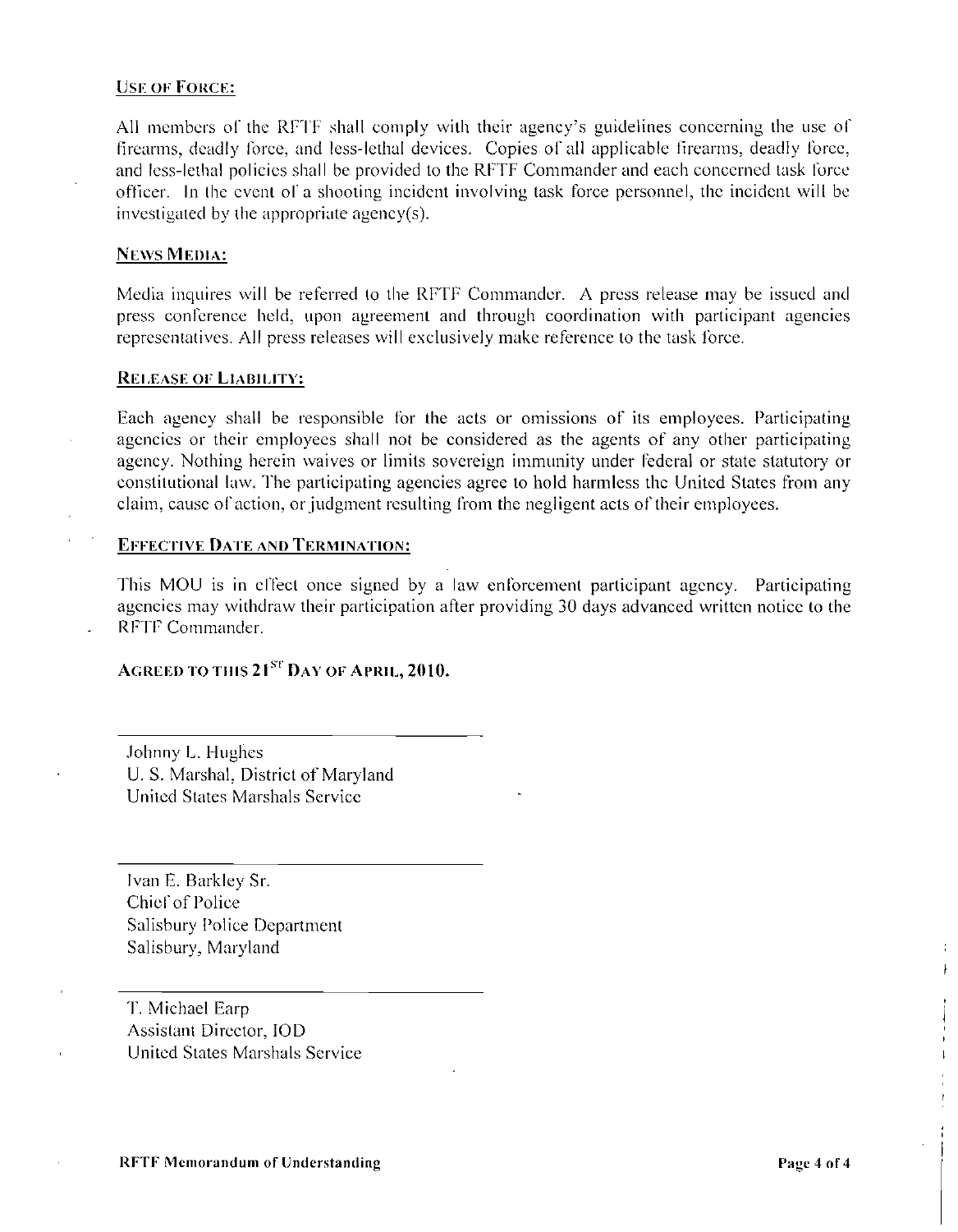**USE OF FORCE:**

All members of the RFTF shall comply with their agency's guidelines concerning the use of firearms, deadly force, and less-lethal devices. Copies of all applicable firearms, deadly force, and less-lethal policies shall be provided to the RFTF Commander and each concerned task force officer. In the event of a shooting incident involving task force personnel, the incident will be investigated by the appropriate agency(s).

**NEWS MEDIA:**

Media inquires will be referred to the RFTF Commander. A press release may be issued and press conference held, upon agreement and through coordination with participant agencies representatives. All press releases will exclusively make reference to the task force.

**RELEASE OF LIABILITY:**

Each agency shall be responsible for the acts or omissions of its employees. Participating agencies or their employees shall not be considered as the agents of any other participating agency. Nothing herein waives or limits sovereign immunity under federal or state statutory or constitutional law. The participating agencies agree to hold harmless the United States from any claim, cause of action, or judgment resulting from the negligent acts of their employees.

**EFFECTIVE DATE AND TERMINATION:**

This MOU is in effect once signed by a law enforcement participant agency. Participating agencies may withdraw their participation after providing 30 days advanced written notice to the RFTF Commander.

**AGREED TO THIS 21ST DAY OF APRIL, 2010.**

Johnny L. Hughes
U. S. Marshal, District of Maryland
United States Marshals Service

Ivan E. Barkley Sr.
Chief of Police
Salisbury Police Department
Salisbury, Maryland

T. Michael Earp
Assistant Director, IOD
United States Marshals Service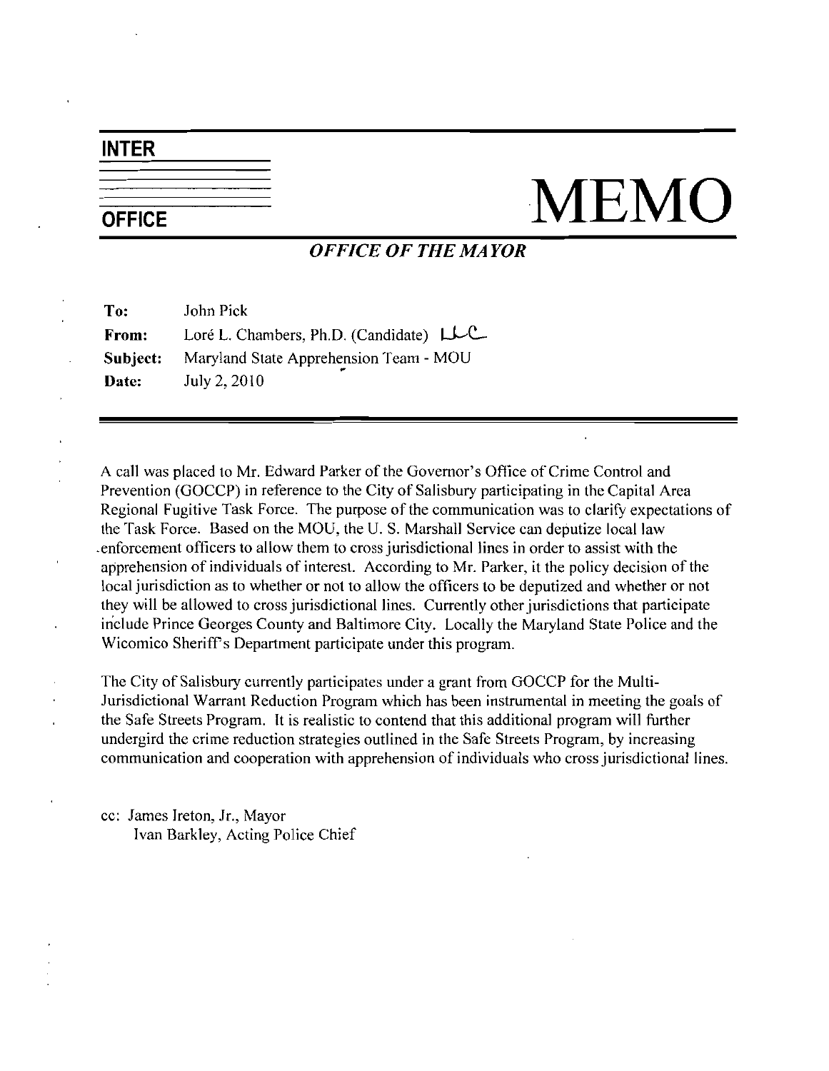**INTER**

**OFFICE**

# MEMO

***OFFICE OF THE MAYOR***

| | |
|---|---|
| **To:** | John Pick |
| **From:** | Loré L. Chambers, Ph.D. (Candidate) LLC |
| **Subject:** | Maryland State Apprehension Team - MOU |
| **Date:** | July 2, 2010 |

A call was placed to Mr. Edward Parker of the Governor's Office of Crime Control and Prevention (GOCCP) in reference to the City of Salisbury participating in the Capital Area Regional Fugitive Task Force. The purpose of the communication was to clarify expectations of the Task Force. Based on the MOU, the U. S. Marshall Service can deputize local law enforcement officers to allow them to cross jurisdictional lines in order to assist with the apprehension of individuals of interest. According to Mr. Parker, it the policy decision of the local jurisdiction as to whether or not to allow the officers to be deputized and whether or not they will be allowed to cross jurisdictional lines. Currently other jurisdictions that participate include Prince Georges County and Baltimore City. Locally the Maryland State Police and the Wicomico Sheriff's Department participate under this program.

The City of Salisbury currently participates under a grant from GOCCP for the Multi-Jurisdictional Warrant Reduction Program which has been instrumental in meeting the goals of the Safe Streets Program. It is realistic to contend that this additional program will further undergird the crime reduction strategies outlined in the Safe Streets Program, by increasing communication and cooperation with apprehension of individuals who cross jurisdictional lines.

cc: James Ireton, Jr., Mayor
Ivan Barkley, Acting Police Chief